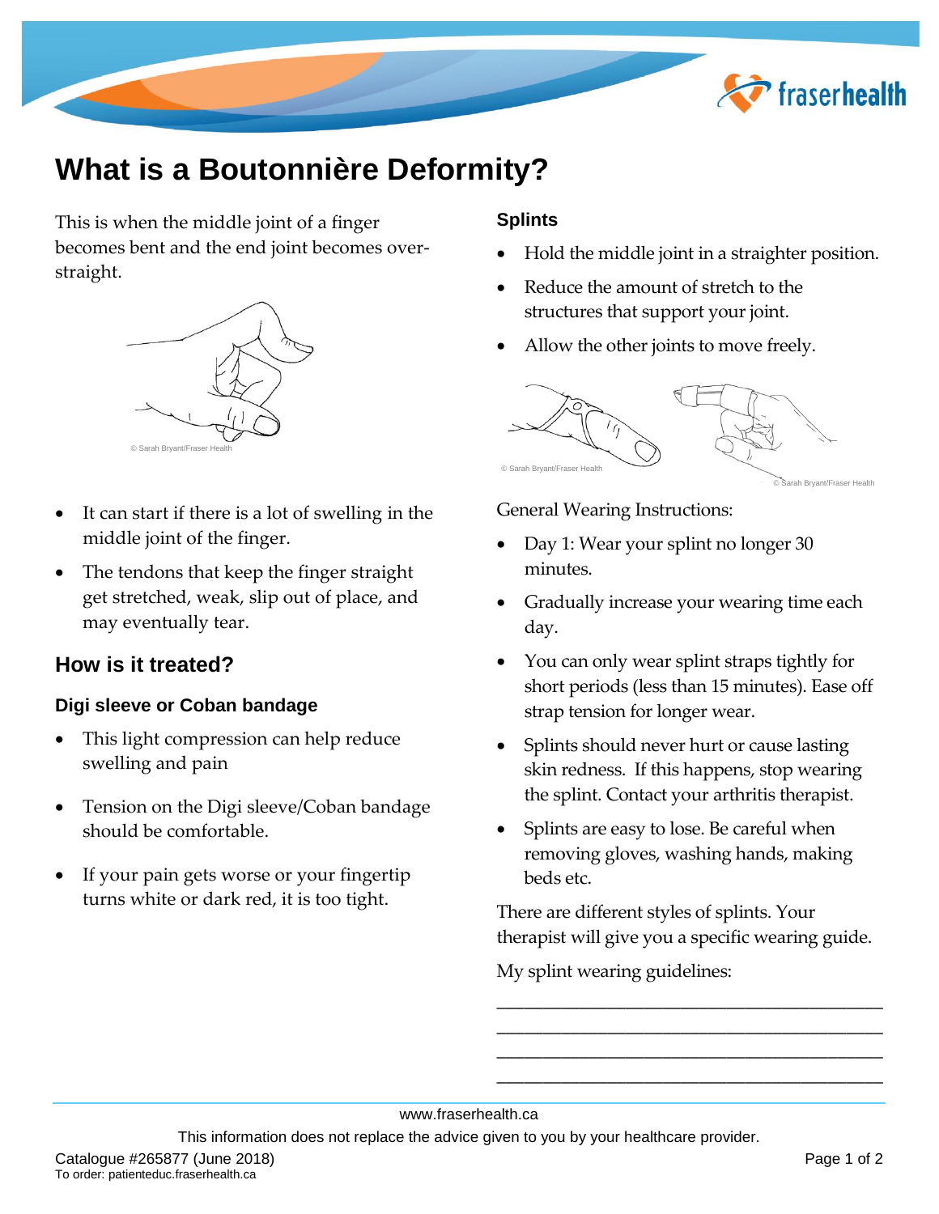# What is a Boutonnière Deformity?

This is when the middle joint of a finger becomes bent and the end joint becomes over-straight.

© Sarah Bryant/Fraser Health

- It can start if there is a lot of swelling in the middle joint of the finger.
- The tendons that keep the finger straight get stretched, weak, slip out of place, and may eventually tear.

## How is it treated?

### Digi sleeve or Coban bandage

- This light compression can help reduce swelling and pain
- Tension on the Digi sleeve/Coban bandage should be comfortable.
- If your pain gets worse or your fingertip turns white or dark red, it is too tight.

### Splints

- Hold the middle joint in a straighter position.
- Reduce the amount of stretch to the structures that support your joint.
- Allow the other joints to move freely.

© Sarah Bryant/Fraser Health

© Sarah Bryant/Fraser Health

General Wearing Instructions:

- Day 1: Wear your splint no longer 30 minutes.
- Gradually increase your wearing time each day.
- You can only wear splint straps tightly for short periods (less than 15 minutes). Ease off strap tension for longer wear.
- Splints should never hurt or cause lasting skin redness. If this happens, stop wearing the splint. Contact your arthritis therapist.
- Splints are easy to lose. Be careful when removing gloves, washing hands, making beds etc.

There are different styles of splints. Your therapist will give you a specific wearing guide.

My splint wearing guidelines:

_______________________________________________

_______________________________________________

_______________________________________________

_______________________________________________

www.fraserhealth.ca

This information does not replace the advice given to you by your healthcare provider.

Catalogue #265877 (June 2018)
To order: patienteduc.fraserhealth.ca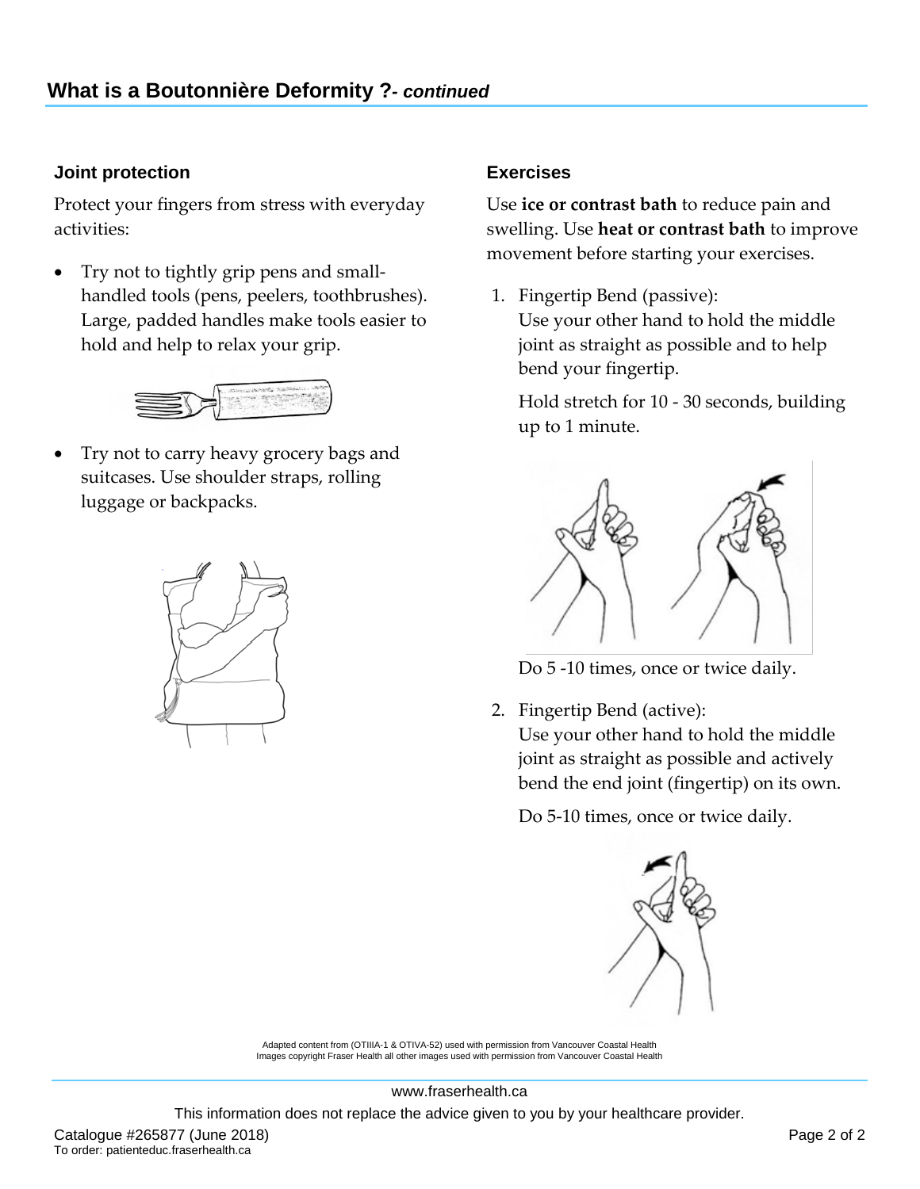# What is a Boutonnière Deformity ?*- continued*

## Joint protection

Protect your fingers from stress with everyday activities:

- Try not to tightly grip pens and small-handled tools (pens, peelers, toothbrushes). Large, padded handles make tools easier to hold and help to relax your grip.

- Try not to carry heavy grocery bags and suitcases. Use shoulder straps, rolling luggage or backpacks.

## Exercises

Use **ice or contrast bath** to reduce pain and swelling. Use **heat or contrast bath** to improve movement before starting your exercises.

1. Fingertip Bend (passive):
   Use your other hand to hold the middle joint as straight as possible and to help bend your fingertip.

   Hold stretch for 10 - 30 seconds, building up to 1 minute.

   Do 5 -10 times, once or twice daily.

2. Fingertip Bend (active):
   Use your other hand to hold the middle joint as straight as possible and actively bend the end joint (fingertip) on its own.

   Do 5-10 times, once or twice daily.

Adapted content from (OTIIIA-1 & OTIVA-52) used with permission from Vancouver Coastal Health
Images copyright Fraser Health all other images used with permission from Vancouver Coastal Health

www.fraserhealth.ca

This information does not replace the advice given to you by your healthcare provider.

Catalogue #265877 (June 2018)
To order: patienteduc.fraserhealth.ca